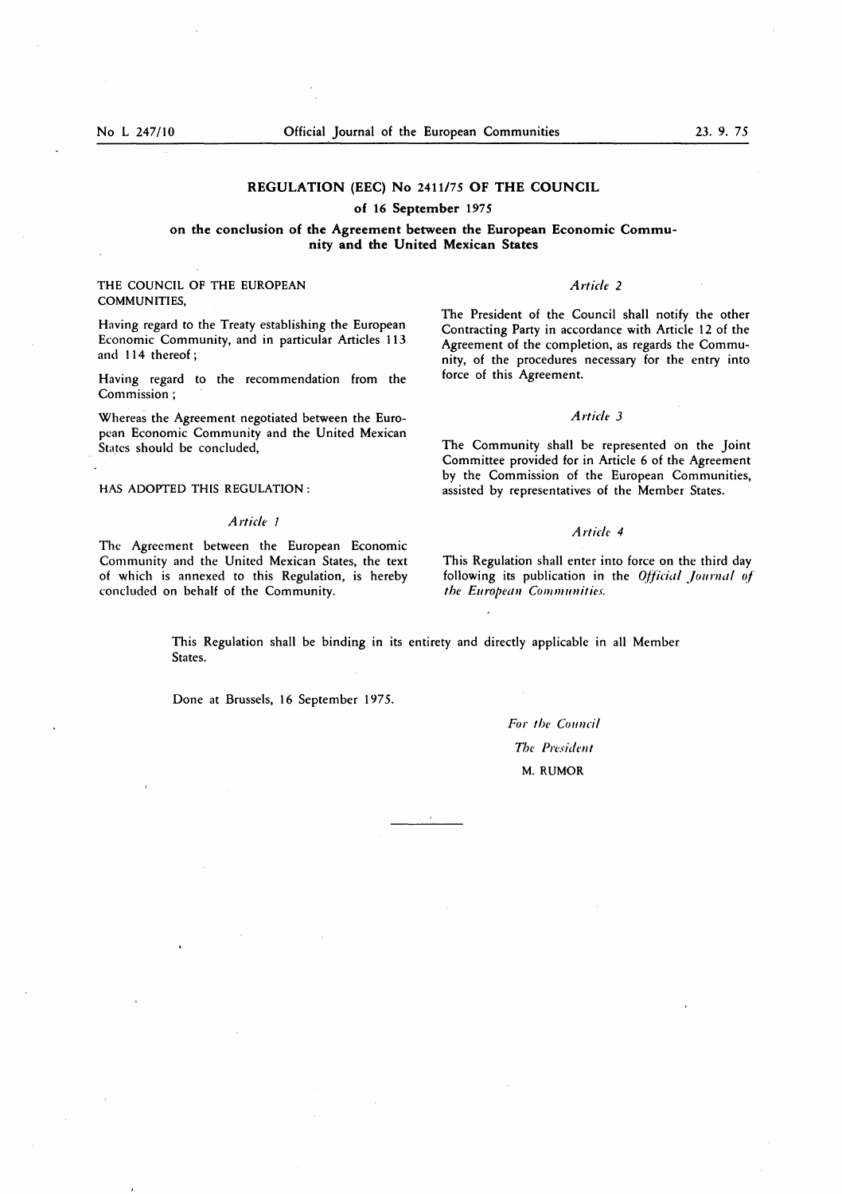# REGULATION (EEC) No 2411/75 OF THE COUNCIL

## of 16 September 1975

## on the conclusion of the Agreement between the European Economic Community and the United Mexican States

THE COUNCIL OF THE EUROPEAN COMMUNITIES,

Having regard to the Treaty establishing the European Economic Community, and in particular Articles 113 and 114 thereof;

Having regard to the recommendation from the Commission;

Whereas the Agreement negotiated between the European Economic Community and the United Mexican States should be concluded,

HAS ADOPTED THIS REGULATION:

*Article 1*

The Agreement between the European Economic Community and the United Mexican States, the text of which is annexed to this Regulation, is hereby concluded on behalf of the Community.

*Article 2*

The President of the Council shall notify the other Contracting Party in accordance with Article 12 of the Agreement of the completion, as regards the Community, of the procedures necessary for the entry into force of this Agreement.

*Article 3*

The Community shall be represented on the Joint Committee provided for in Article 6 of the Agreement by the Commission of the European Communities, assisted by representatives of the Member States.

*Article 4*

This Regulation shall enter into force on the third day following its publication in the *Official Journal of the European Communities*.

This Regulation shall be binding in its entirety and directly applicable in all Member States.

Done at Brussels, 16 September 1975.

*For the Council*

*The President*

M. RUMOR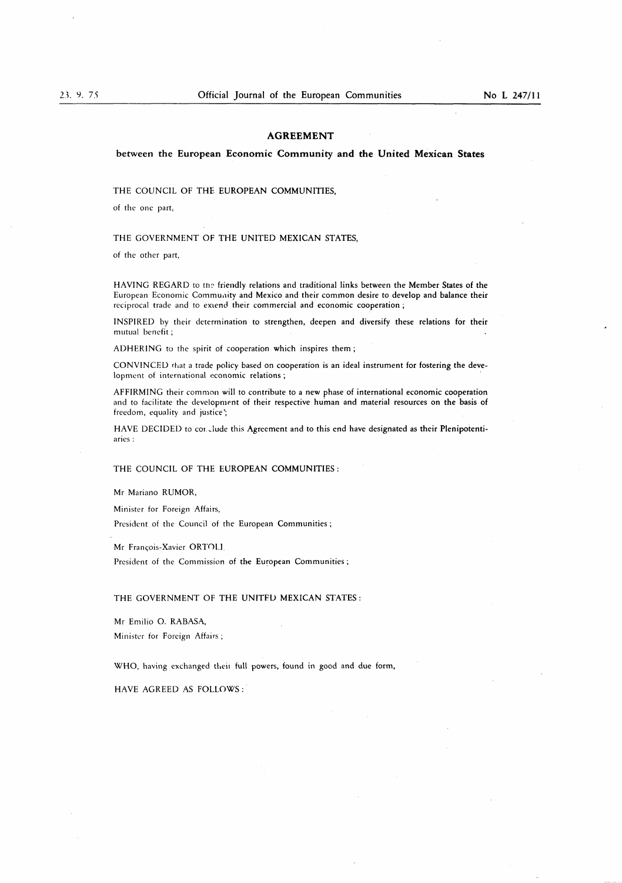# AGREEMENT

## between the European Economic Community and the United Mexican States

THE COUNCIL OF THE EUROPEAN COMMUNITIES,

of the one part,

THE GOVERNMENT OF THE UNITED MEXICAN STATES,

of the other part,

HAVING REGARD to the friendly relations and traditional links between the Member States of the European Economic Community and Mexico and their common desire to develop and balance their reciprocal trade and to extend their commercial and economic cooperation;

INSPIRED by their determination to strengthen, deepen and diversify these relations for their mutual benefit;

ADHERING to the spirit of cooperation which inspires them;

CONVINCED that a trade policy based on cooperation is an ideal instrument for fostering the development of international economic relations;

AFFIRMING their common will to contribute to a new phase of international economic cooperation and to facilitate the development of their respective human and material resources on the basis of freedom, equality and justice;

HAVE DECIDED to conclude this Agreement and to this end have designated as their Plenipotentiaries:

THE COUNCIL OF THE EUROPEAN COMMUNITIES:

Mr Mariano RUMOR,

Minister for Foreign Affairs,

President of the Council of the European Communities;

Mr François-Xavier ORTOLI,

President of the Commission of the European Communities;

THE GOVERNMENT OF THE UNITED MEXICAN STATES:

Mr Emilio O. RABASA,

Minister for Foreign Affairs;

WHO, having exchanged their full powers, found in good and due form,

HAVE AGREED AS FOLLOWS: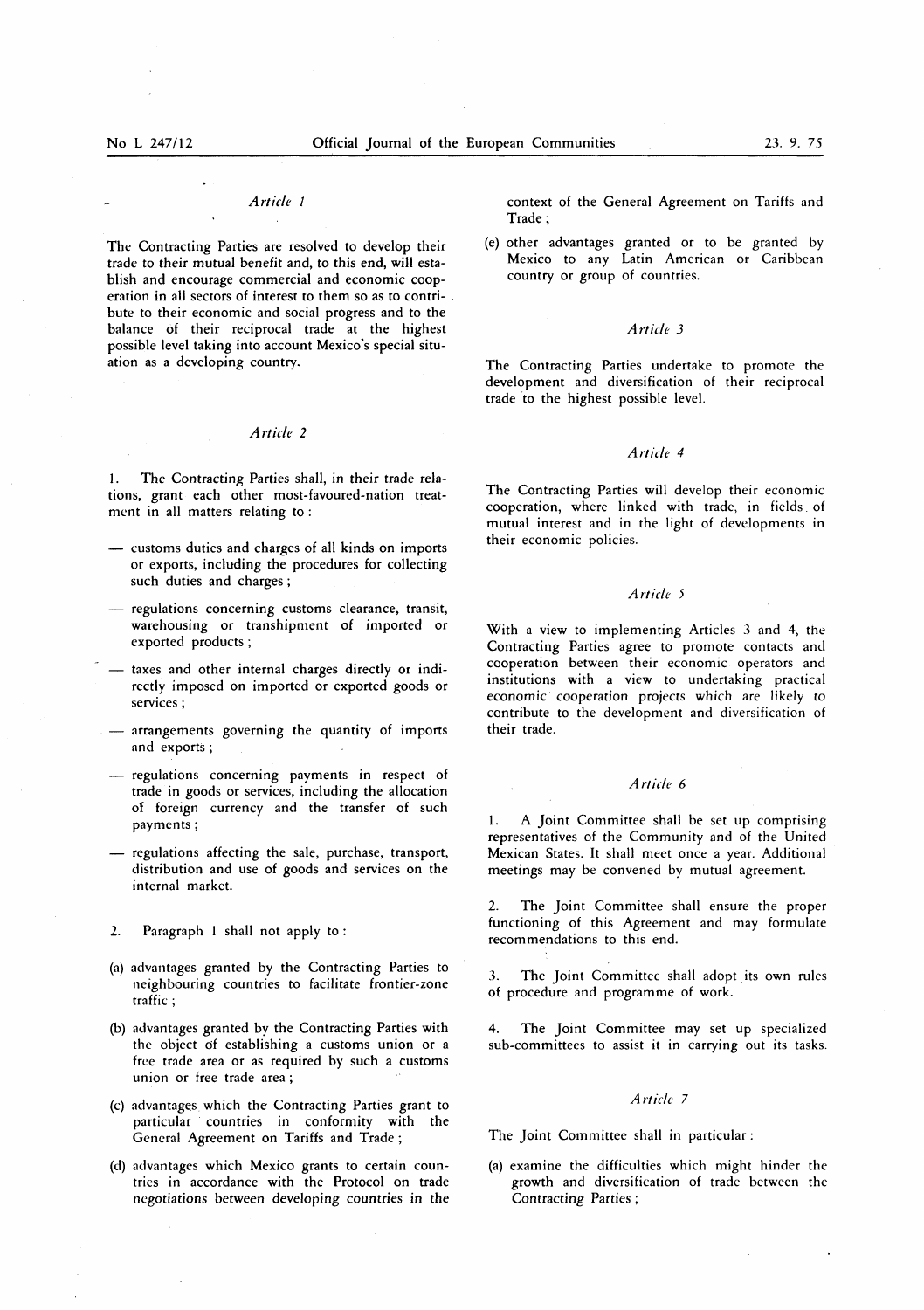*Article 1*

The Contracting Parties are resolved to develop their trade to their mutual benefit and, to this end, will establish and encourage commercial and economic cooperation in all sectors of interest to them so as to contribute to their economic and social progress and to the balance of their reciprocal trade at the highest possible level taking into account Mexico's special situation as a developing country.

*Article 2*

1. The Contracting Parties shall, in their trade relations, grant each other most-favoured-nation treatment in all matters relating to :

— customs duties and charges of all kinds on imports or exports, including the procedures for collecting such duties and charges ;

— regulations concerning customs clearance, transit, warehousing or transhipment of imported or exported products ;

— taxes and other internal charges directly or indirectly imposed on imported or exported goods or services ;

— arrangements governing the quantity of imports and exports ;

— regulations concerning payments in respect of trade in goods or services, including the allocation of foreign currency and the transfer of such payments ;

— regulations affecting the sale, purchase, transport, distribution and use of goods and services on the internal market.

2. Paragraph 1 shall not apply to :

(a) advantages granted by the Contracting Parties to neighbouring countries to facilitate frontier-zone traffic ;

(b) advantages granted by the Contracting Parties with the object of establishing a customs union or a free trade area or as required by such a customs union or free trade area ;

(c) advantages which the Contracting Parties grant to particular countries in conformity with the General Agreement on Tariffs and Trade ;

(d) advantages which Mexico grants to certain countries in accordance with the Protocol on trade negotiations between developing countries in the context of the General Agreement on Tariffs and Trade ;

(e) other advantages granted or to be granted by Mexico to any Latin American or Caribbean country or group of countries.

*Article 3*

The Contracting Parties undertake to promote the development and diversification of their reciprocal trade to the highest possible level.

*Article 4*

The Contracting Parties will develop their economic cooperation, where linked with trade, in fields of mutual interest and in the light of developments in their economic policies.

*Article 5*

With a view to implementing Articles 3 and 4, the Contracting Parties agree to promote contacts and cooperation between their economic operators and institutions with a view to undertaking practical economic cooperation projects which are likely to contribute to the development and diversification of their trade.

*Article 6*

1. A Joint Committee shall be set up comprising representatives of the Community and of the United Mexican States. It shall meet once a year. Additional meetings may be convened by mutual agreement.

2. The Joint Committee shall ensure the proper functioning of this Agreement and may formulate recommendations to this end.

3. The Joint Committee shall adopt its own rules of procedure and programme of work.

4. The Joint Committee may set up specialized sub-committees to assist it in carrying out its tasks.

*Article 7*

The Joint Committee shall in particular :

(a) examine the difficulties which might hinder the growth and diversification of trade between the Contracting Parties ;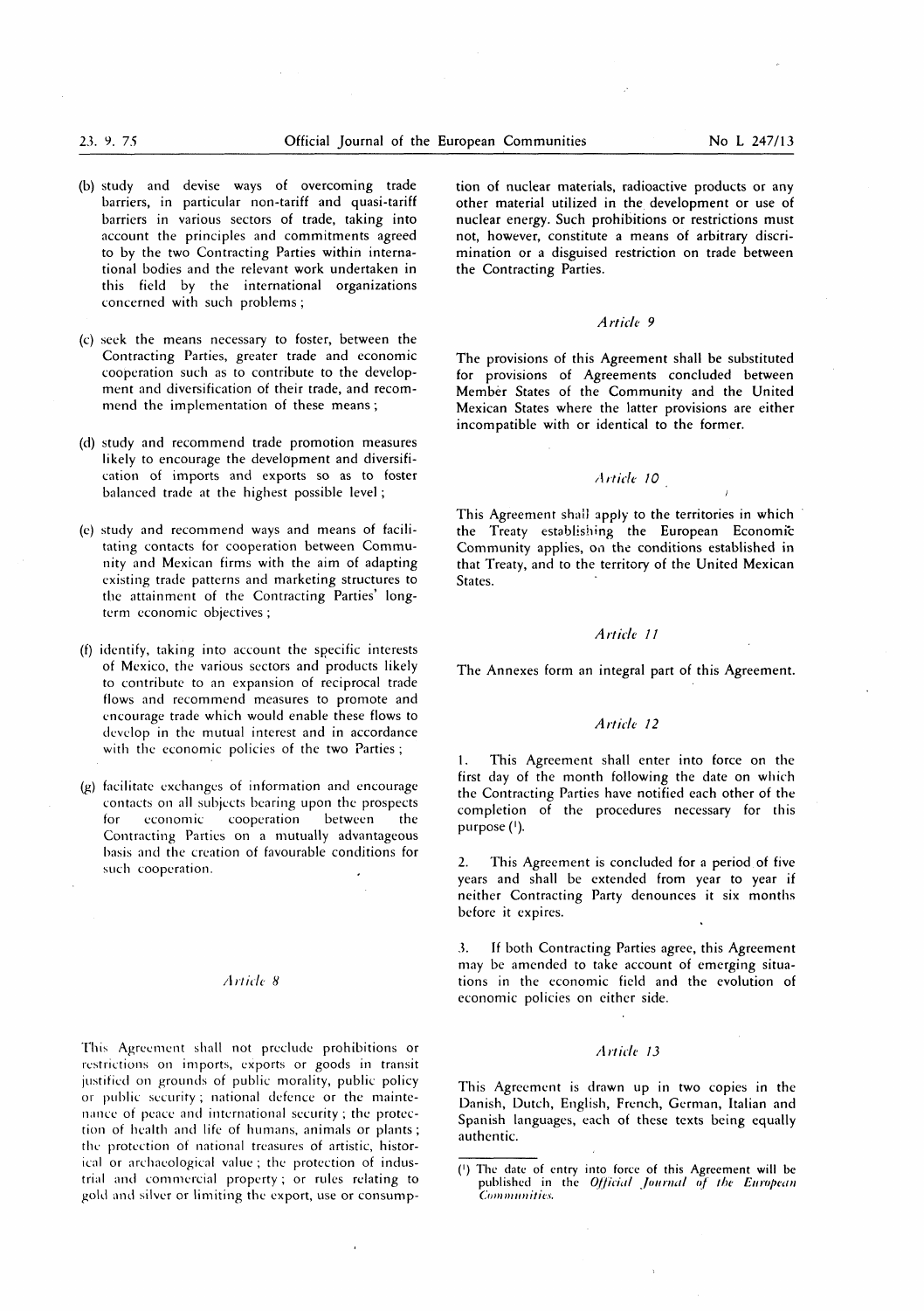(b) study and devise ways of overcoming trade barriers, in particular non-tariff and quasi-tariff barriers in various sectors of trade, taking into account the principles and commitments agreed to by the two Contracting Parties within international bodies and the relevant work undertaken in this field by the international organizations concerned with such problems;

(c) seek the means necessary to foster, between the Contracting Parties, greater trade and economic cooperation such as to contribute to the development and diversification of their trade, and recommend the implementation of these means;

(d) study and recommend trade promotion measures likely to encourage the development and diversification of imports and exports so as to foster balanced trade at the highest possible level;

(e) study and recommend ways and means of facilitating contacts for cooperation between Community and Mexican firms with the aim of adapting existing trade patterns and marketing structures to the attainment of the Contracting Parties' long-term economic objectives;

(f) identify, taking into account the specific interests of Mexico, the various sectors and products likely to contribute to an expansion of reciprocal trade flows and recommend measures to promote and encourage trade which would enable these flows to develop in the mutual interest and in accordance with the economic policies of the two Parties;

(g) facilitate exchanges of information and encourage contacts on all subjects bearing upon the prospects for economic cooperation between the Contracting Parties on a mutually advantageous basis and the creation of favourable conditions for such cooperation.

### *Article 8*

This Agreement shall not preclude prohibitions or restrictions on imports, exports or goods in transit justified on grounds of public morality, public policy or public security; national defence or the maintenance of peace and international security; the protection of health and life of humans, animals or plants; the protection of national treasures of artistic, historical or archaeological value; the protection of industrial and commercial property; or rules relating to gold and silver or limiting the export, use or consumption of nuclear materials, radioactive products or any other material utilized in the development or use of nuclear energy. Such prohibitions or restrictions must not, however, constitute a means of arbitrary discrimination or a disguised restriction on trade between the Contracting Parties.

### *Article 9*

The provisions of this Agreement shall be substituted for provisions of Agreements concluded between Member States of the Community and the United Mexican States where the latter provisions are either incompatible with or identical to the former.

### *Article 10*

This Agreement shall apply to the territories in which the Treaty establishing the European Economic Community applies, on the conditions established in that Treaty, and to the territory of the United Mexican States.

### *Article 11*

The Annexes form an integral part of this Agreement.

### *Article 12*

1. This Agreement shall enter into force on the first day of the month following the date on which the Contracting Parties have notified each other of the completion of the procedures necessary for this purpose [1].

2. This Agreement is concluded for a period of five years and shall be extended from year to year if neither Contracting Party denounces it six months before it expires.

3. If both Contracting Parties agree, this Agreement may be amended to take account of emerging situations in the economic field and the evolution of economic policies on either side.

### *Article 13*

This Agreement is drawn up in two copies in the Danish, Dutch, English, French, German, Italian and Spanish languages, each of these texts being equally authentic.

---

[1] The date of entry into force of this Agreement will be published in the *Official Journal of the European Communities*.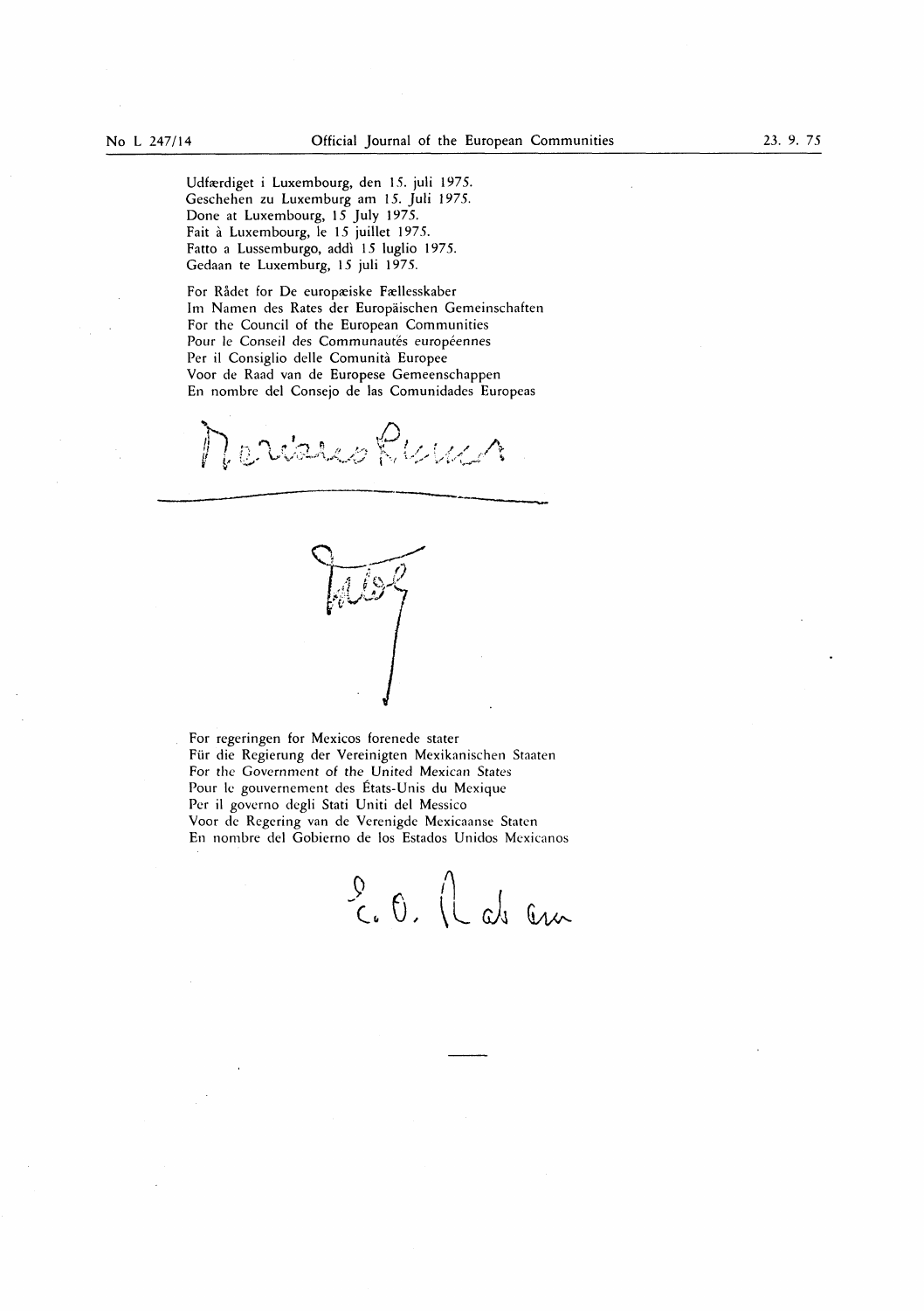Udfærdiget i Luxembourg, den 15. juli 1975.
Geschehen zu Luxemburg am 15. Juli 1975.
Done at Luxembourg, 15 July 1975.
Fait à Luxembourg, le 15 juillet 1975.
Fatto a Lussemburgo, addì 15 luglio 1975.
Gedaan te Luxemburg, 15 juli 1975.

For Rådet for De europæiske Fællesskaber
Im Namen des Rates der Europäischen Gemeinschaften
For the Council of the European Communities
Pour le Conseil des Communautés européennes
Per il Consiglio delle Comunità Europee
Voor de Raad van de Europese Gemeenschappen
En nombre del Consejo de las Comunidades Europeas

For regeringen for Mexicos forenede stater
Für die Regierung der Vereinigten Mexikanischen Staaten
For the Government of the United Mexican States
Pour le gouvernement des États-Unis du Mexique
Per il governo degli Stati Uniti del Messico
Voor de Regering van de Verenigde Mexicaanse Staten
En nombre del Gobierno de los Estados Unidos Mexicanos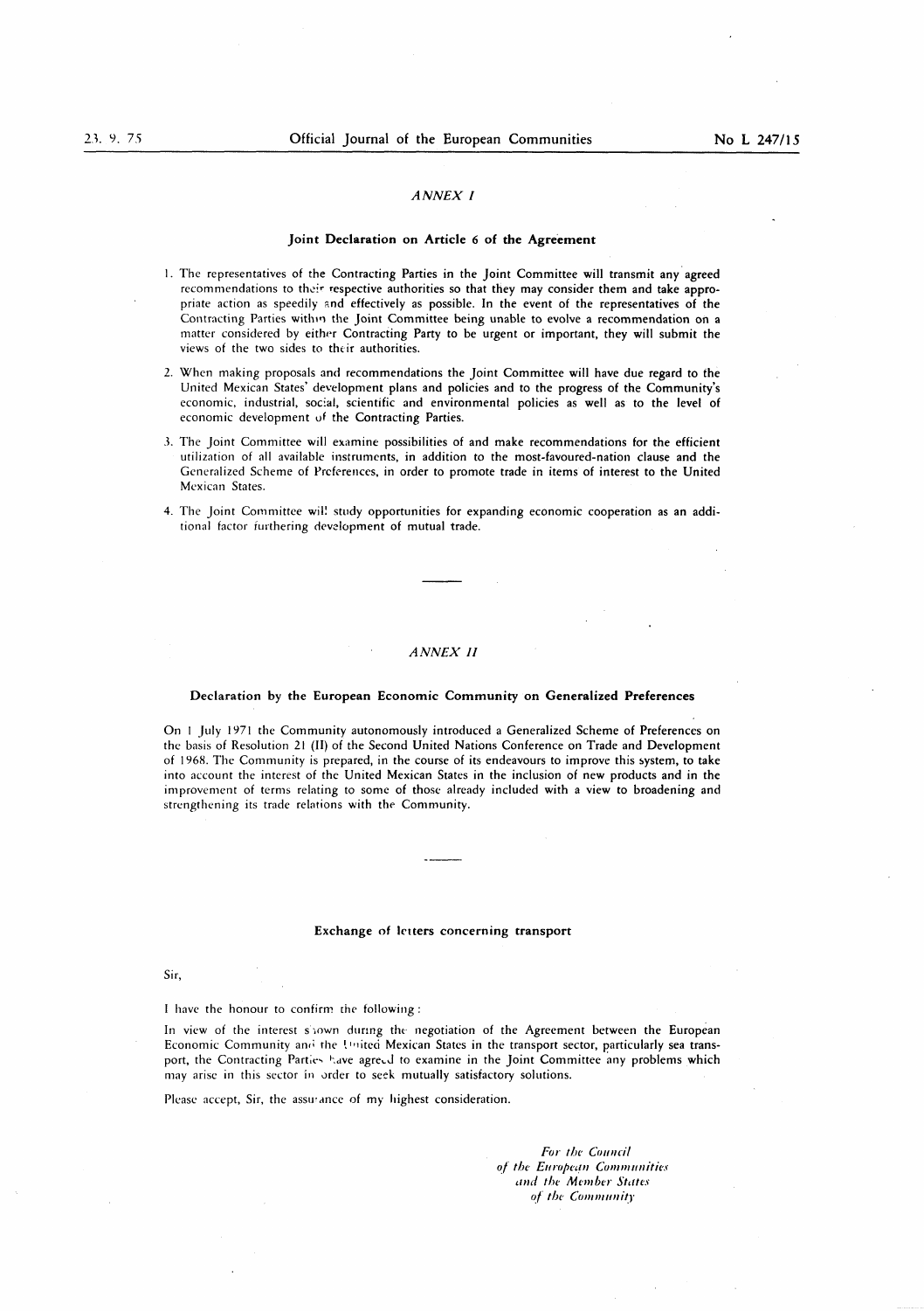## *ANNEX I*

### Joint Declaration on Article 6 of the Agreement

1. The representatives of the Contracting Parties in the Joint Committee will transmit any agreed recommendations to their respective authorities so that they may consider them and take appropriate action as speedily and effectively as possible. In the event of the representatives of the Contracting Parties within the Joint Committee being unable to evolve a recommendation on a matter considered by either Contracting Party to be urgent or important, they will submit the views of the two sides to their authorities.

2. When making proposals and recommendations the Joint Committee will have due regard to the United Mexican States' development plans and policies and to the progress of the Community's economic, industrial, social, scientific and environmental policies as well as to the level of economic development of the Contracting Parties.

3. The Joint Committee will examine possibilities of and make recommendations for the efficient utilization of all available instruments, in addition to the most-favoured-nation clause and the Generalized Scheme of Preferences, in order to promote trade in items of interest to the United Mexican States.

4. The Joint Committee will study opportunities for expanding economic cooperation as an additional factor furthering development of mutual trade.

---

## *ANNEX II*

### Declaration by the European Economic Community on Generalized Preferences

On 1 July 1971 the Community autonomously introduced a Generalized Scheme of Preferences on the basis of Resolution 21 (II) of the Second United Nations Conference on Trade and Development of 1968. The Community is prepared, in the course of its endeavours to improve this system, to take into account the interest of the United Mexican States in the inclusion of new products and in the improvement of terms relating to some of those already included with a view to broadening and strengthening its trade relations with the Community.

---

### Exchange of letters concerning transport

Sir,

I have the honour to confirm the following:

In view of the interest shown during the negotiation of the Agreement between the European Economic Community and the United Mexican States in the transport sector, particularly sea transport, the Contracting Parties have agreed to examine in the Joint Committee any problems which may arise in this sector in order to seek mutually satisfactory solutions.

Please accept, Sir, the assurance of my highest consideration.

*For the Council*
*of the European Communities*
*and the Member States*
*of the Community*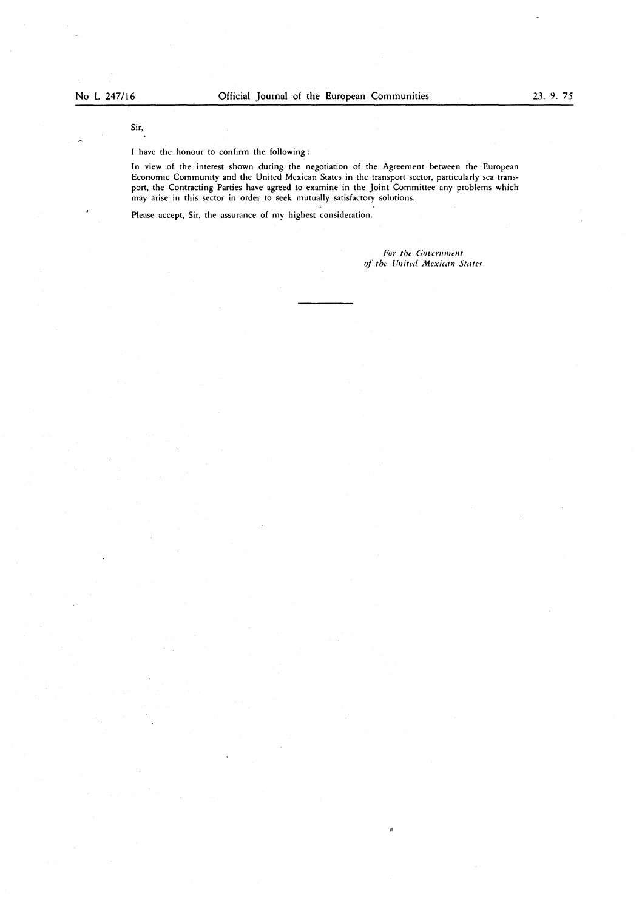Sir,

I have the honour to confirm the following :

In view of the interest shown during the negotiation of the Agreement between the European Economic Community and the United Mexican States in the transport sector, particularly sea transport, the Contracting Parties have agreed to examine in the Joint Committee any problems which may arise in this sector in order to seek mutually satisfactory solutions.

Please accept, Sir, the assurance of my highest consideration.

*For the Government of the United Mexican States*